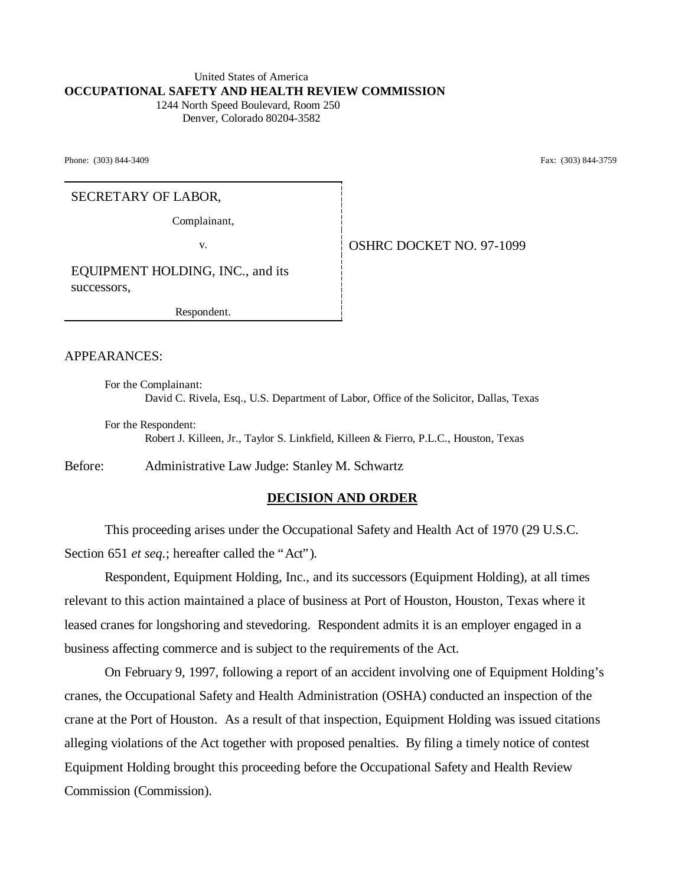United States of America
**OCCUPATIONAL SAFETY AND HEALTH REVIEW COMMISSION**
1244 North Speed Boulevard, Room 250
Denver, Colorado 80204-3582

Phone: (303) 844-3409 Fax: (303) 844-3759

SECRETARY OF LABOR,

Complainant,

v.

EQUIPMENT HOLDING, INC., and its successors,

Respondent.

OSHRC DOCKET NO. 97-1099

APPEARANCES:

For the Complainant:
David C. Rivela, Esq., U.S. Department of Labor, Office of the Solicitor, Dallas, Texas

For the Respondent:
Robert J. Killeen, Jr., Taylor S. Linkfield, Killeen & Fierro, P.L.C., Houston, Texas

Before: Administrative Law Judge: Stanley M. Schwartz

## DECISION AND ORDER

This proceeding arises under the Occupational Safety and Health Act of 1970 (29 U.S.C. Section 651 *et seq.*; hereafter called the "Act").

Respondent, Equipment Holding, Inc., and its successors (Equipment Holding), at all times relevant to this action maintained a place of business at Port of Houston, Houston, Texas where it leased cranes for longshoring and stevedoring. Respondent admits it is an employer engaged in a business affecting commerce and is subject to the requirements of the Act.

On February 9, 1997, following a report of an accident involving one of Equipment Holding's cranes, the Occupational Safety and Health Administration (OSHA) conducted an inspection of the crane at the Port of Houston. As a result of that inspection, Equipment Holding was issued citations alleging violations of the Act together with proposed penalties. By filing a timely notice of contest Equipment Holding brought this proceeding before the Occupational Safety and Health Review Commission (Commission).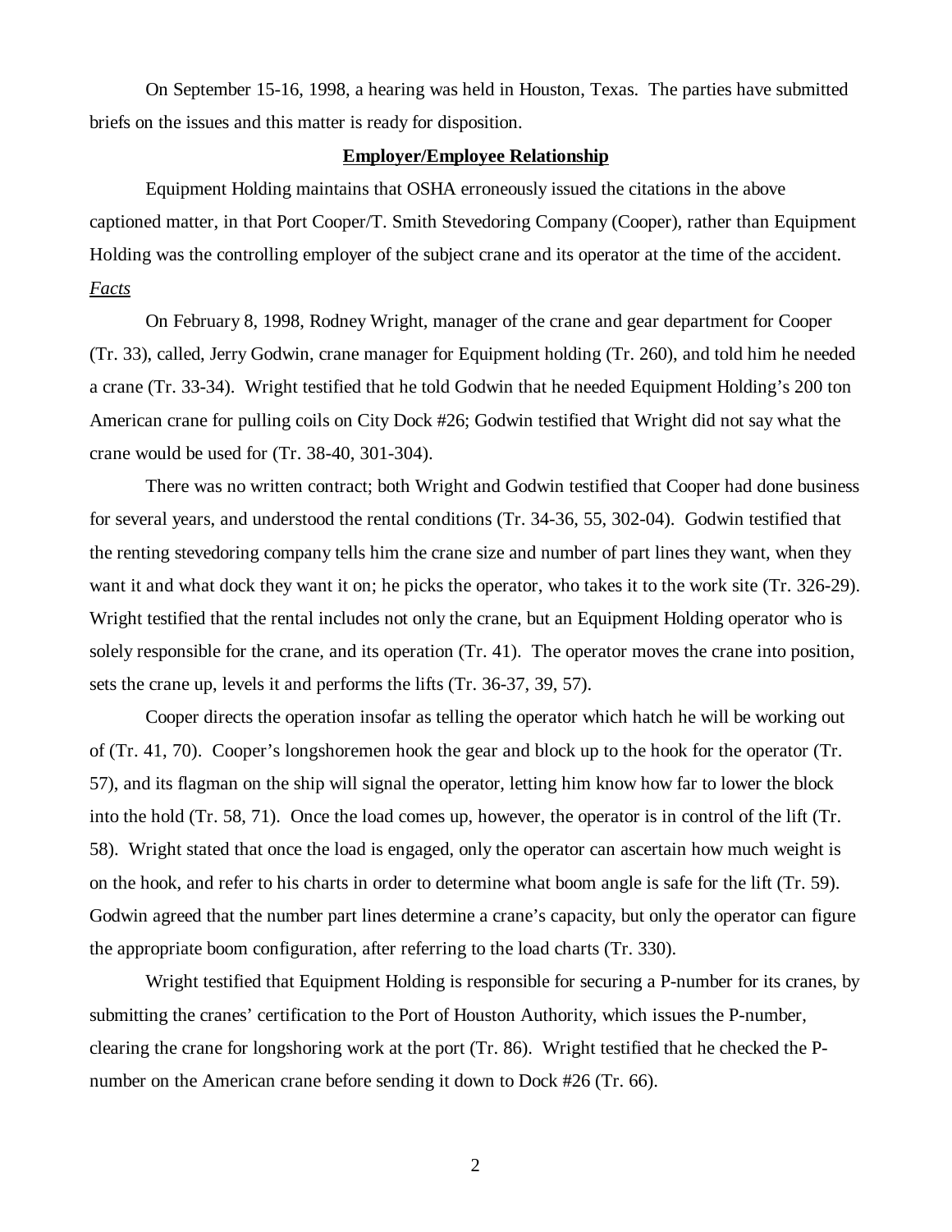On September 15-16, 1998, a hearing was held in Houston, Texas. The parties have submitted briefs on the issues and this matter is ready for disposition.

**Employer/Employee Relationship**

Equipment Holding maintains that OSHA erroneously issued the citations in the above captioned matter, in that Port Cooper/T. Smith Stevedoring Company (Cooper), rather than Equipment Holding was the controlling employer of the subject crane and its operator at the time of the accident.

*Facts*

On February 8, 1998, Rodney Wright, manager of the crane and gear department for Cooper (Tr. 33), called, Jerry Godwin, crane manager for Equipment holding (Tr. 260), and told him he needed a crane (Tr. 33-34). Wright testified that he told Godwin that he needed Equipment Holding's 200 ton American crane for pulling coils on City Dock #26; Godwin testified that Wright did not say what the crane would be used for (Tr. 38-40, 301-304).

There was no written contract; both Wright and Godwin testified that Cooper had done business for several years, and understood the rental conditions (Tr. 34-36, 55, 302-04). Godwin testified that the renting stevedoring company tells him the crane size and number of part lines they want, when they want it and what dock they want it on; he picks the operator, who takes it to the work site (Tr. 326-29). Wright testified that the rental includes not only the crane, but an Equipment Holding operator who is solely responsible for the crane, and its operation (Tr. 41). The operator moves the crane into position, sets the crane up, levels it and performs the lifts (Tr. 36-37, 39, 57).

Cooper directs the operation insofar as telling the operator which hatch he will be working out of (Tr. 41, 70). Cooper's longshoremen hook the gear and block up to the hook for the operator (Tr. 57), and its flagman on the ship will signal the operator, letting him know how far to lower the block into the hold (Tr. 58, 71). Once the load comes up, however, the operator is in control of the lift (Tr. 58). Wright stated that once the load is engaged, only the operator can ascertain how much weight is on the hook, and refer to his charts in order to determine what boom angle is safe for the lift (Tr. 59). Godwin agreed that the number part lines determine a crane's capacity, but only the operator can figure the appropriate boom configuration, after referring to the load charts (Tr. 330).

Wright testified that Equipment Holding is responsible for securing a P-number for its cranes, by submitting the cranes' certification to the Port of Houston Authority, which issues the P-number, clearing the crane for longshoring work at the port (Tr. 86). Wright testified that he checked the P-number on the American crane before sending it down to Dock #26 (Tr. 66).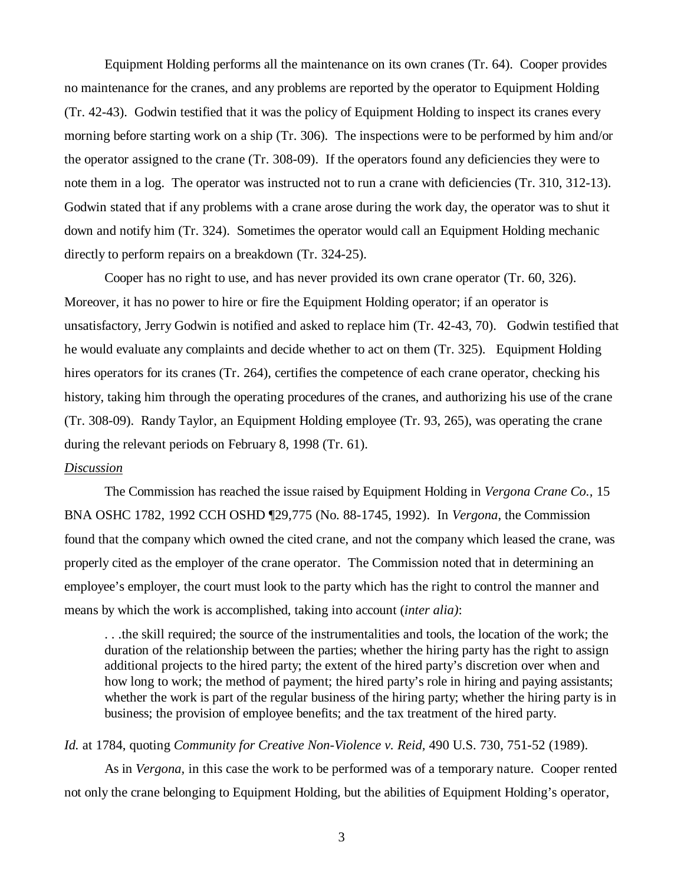Equipment Holding performs all the maintenance on its own cranes (Tr. 64). Cooper provides no maintenance for the cranes, and any problems are reported by the operator to Equipment Holding (Tr. 42-43). Godwin testified that it was the policy of Equipment Holding to inspect its cranes every morning before starting work on a ship (Tr. 306). The inspections were to be performed by him and/or the operator assigned to the crane (Tr. 308-09). If the operators found any deficiencies they were to note them in a log. The operator was instructed not to run a crane with deficiencies (Tr. 310, 312-13). Godwin stated that if any problems with a crane arose during the work day, the operator was to shut it down and notify him (Tr. 324). Sometimes the operator would call an Equipment Holding mechanic directly to perform repairs on a breakdown (Tr. 324-25).

Cooper has no right to use, and has never provided its own crane operator (Tr. 60, 326). Moreover, it has no power to hire or fire the Equipment Holding operator; if an operator is unsatisfactory, Jerry Godwin is notified and asked to replace him (Tr. 42-43, 70). Godwin testified that he would evaluate any complaints and decide whether to act on them (Tr. 325). Equipment Holding hires operators for its cranes (Tr. 264), certifies the competence of each crane operator, checking his history, taking him through the operating procedures of the cranes, and authorizing his use of the crane (Tr. 308-09). Randy Taylor, an Equipment Holding employee (Tr. 93, 265), was operating the crane during the relevant periods on February 8, 1998 (Tr. 61).

*Discussion*

The Commission has reached the issue raised by Equipment Holding in *Vergona Crane Co.*, 15 BNA OSHC 1782, 1992 CCH OSHD ¶29,775 (No. 88-1745, 1992). In *Vergona*, the Commission found that the company which owned the cited crane, and not the company which leased the crane, was properly cited as the employer of the crane operator. The Commission noted that in determining an employee's employer, the court must look to the party which has the right to control the manner and means by which the work is accomplished, taking into account (*inter alia)*:

> . . .the skill required; the source of the instrumentalities and tools, the location of the work; the duration of the relationship between the parties; whether the hiring party has the right to assign additional projects to the hired party; the extent of the hired party's discretion over when and how long to work; the method of payment; the hired party's role in hiring and paying assistants; whether the work is part of the regular business of the hiring party; whether the hiring party is in business; the provision of employee benefits; and the tax treatment of the hired party.

*Id.* at 1784, quoting *Community for Creative Non-Violence v. Reid*, 490 U.S. 730, 751-52 (1989).

As in *Vergona*, in this case the work to be performed was of a temporary nature. Cooper rented not only the crane belonging to Equipment Holding, but the abilities of Equipment Holding's operator,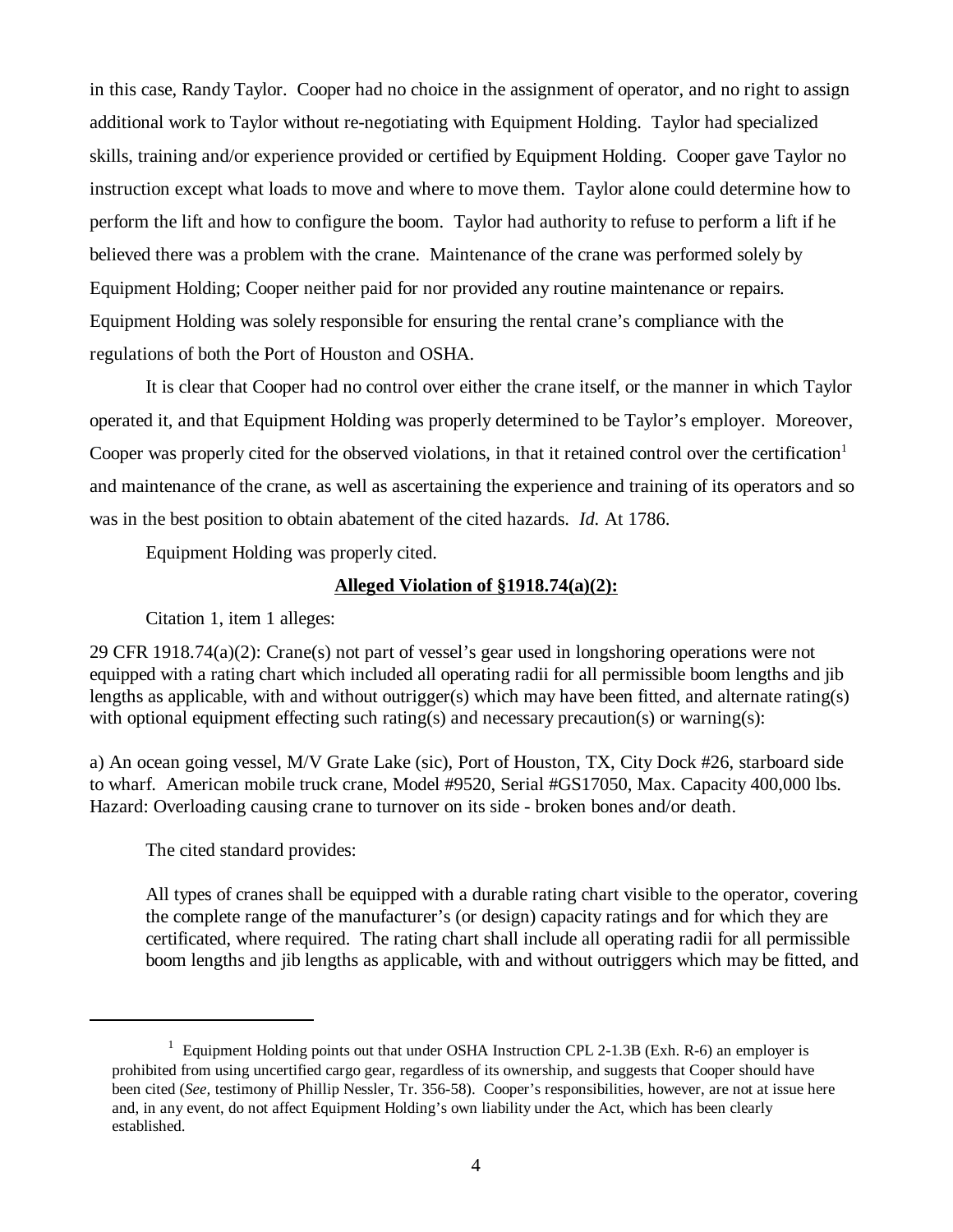in this case, Randy Taylor. Cooper had no choice in the assignment of operator, and no right to assign additional work to Taylor without re-negotiating with Equipment Holding. Taylor had specialized skills, training and/or experience provided or certified by Equipment Holding. Cooper gave Taylor no instruction except what loads to move and where to move them. Taylor alone could determine how to perform the lift and how to configure the boom. Taylor had authority to refuse to perform a lift if he believed there was a problem with the crane. Maintenance of the crane was performed solely by Equipment Holding; Cooper neither paid for nor provided any routine maintenance or repairs. Equipment Holding was solely responsible for ensuring the rental crane's compliance with the regulations of both the Port of Houston and OSHA.

It is clear that Cooper had no control over either the crane itself, or the manner in which Taylor operated it, and that Equipment Holding was properly determined to be Taylor's employer. Moreover, Cooper was properly cited for the observed violations, in that it retained control over the certification[1] and maintenance of the crane, as well as ascertaining the experience and training of its operators and so was in the best position to obtain abatement of the cited hazards. *Id.* At 1786.

Equipment Holding was properly cited.

**Alleged Violation of §1918.74(a)(2):**

Citation 1, item 1 alleges:

29 CFR 1918.74(a)(2): Crane(s) not part of vessel's gear used in longshoring operations were not equipped with a rating chart which included all operating radii for all permissible boom lengths and jib lengths as applicable, with and without outrigger(s) which may have been fitted, and alternate rating(s) with optional equipment effecting such rating(s) and necessary precaution(s) or warning(s):

a) An ocean going vessel, M/V Grate Lake (sic), Port of Houston, TX, City Dock #26, starboard side to wharf. American mobile truck crane, Model #9520, Serial #GS17050, Max. Capacity 400,000 lbs. Hazard: Overloading causing crane to turnover on its side - broken bones and/or death.

The cited standard provides:

> All types of cranes shall be equipped with a durable rating chart visible to the operator, covering the complete range of the manufacturer's (or design) capacity ratings and for which they are certificated, where required. The rating chart shall include all operating radii for all permissible boom lengths and jib lengths as applicable, with and without outriggers which may be fitted, and

---

[1] Equipment Holding points out that under OSHA Instruction CPL 2-1.3B (Exh. R-6) an employer is prohibited from using uncertified cargo gear, regardless of its ownership, and suggests that Cooper should have been cited (*See*, testimony of Phillip Nessler, Tr. 356-58). Cooper's responsibilities, however, are not at issue here and, in any event, do not affect Equipment Holding's own liability under the Act, which has been clearly established.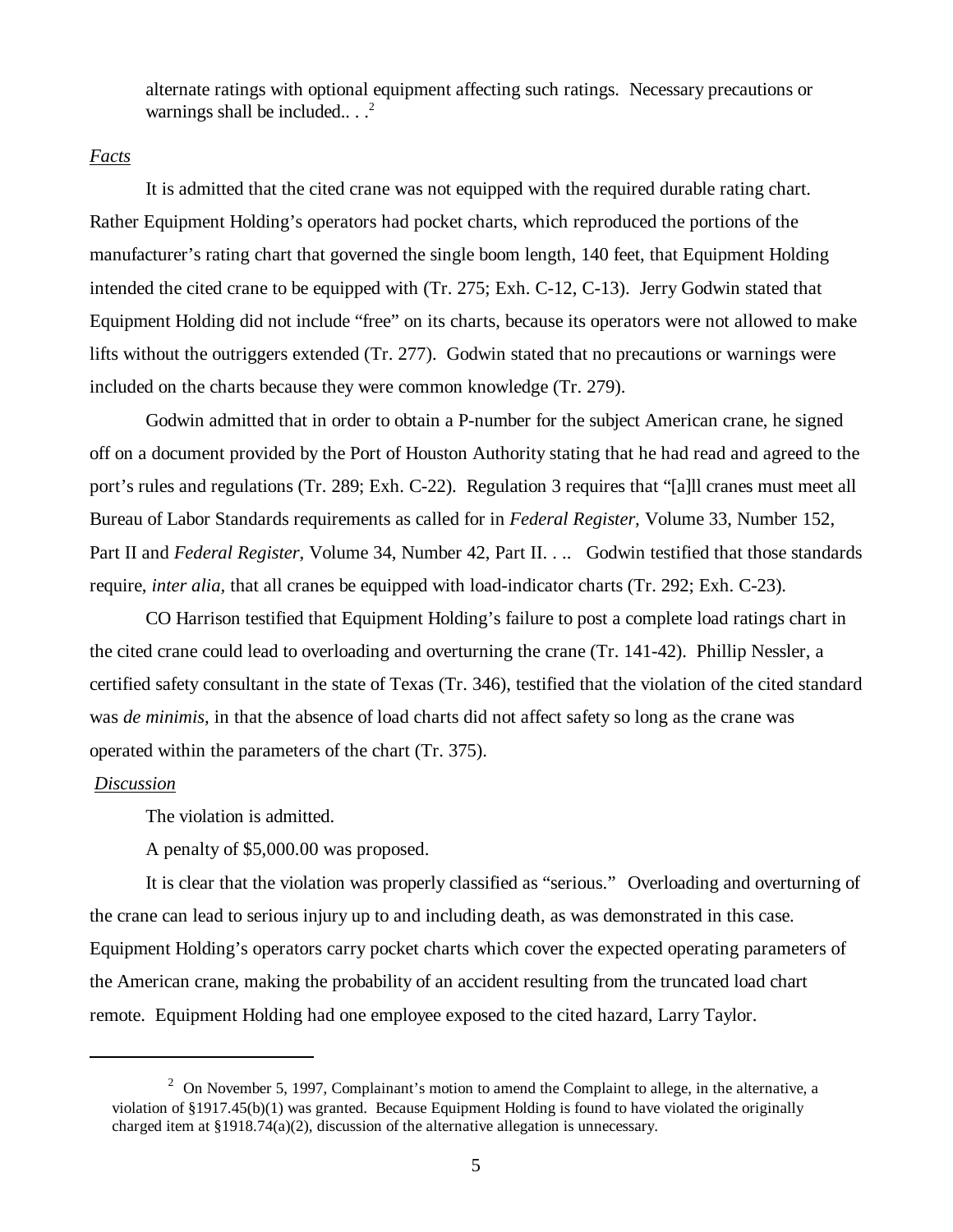alternate ratings with optional equipment affecting such ratings. Necessary precautions or warnings shall be included.. . .[2]

*Facts*

It is admitted that the cited crane was not equipped with the required durable rating chart. Rather Equipment Holding's operators had pocket charts, which reproduced the portions of the manufacturer's rating chart that governed the single boom length, 140 feet, that Equipment Holding intended the cited crane to be equipped with (Tr. 275; Exh. C-12, C-13). Jerry Godwin stated that Equipment Holding did not include "free" on its charts, because its operators were not allowed to make lifts without the outriggers extended (Tr. 277). Godwin stated that no precautions or warnings were included on the charts because they were common knowledge (Tr. 279).

Godwin admitted that in order to obtain a P-number for the subject American crane, he signed off on a document provided by the Port of Houston Authority stating that he had read and agreed to the port's rules and regulations (Tr. 289; Exh. C-22). Regulation 3 requires that "[a]ll cranes must meet all Bureau of Labor Standards requirements as called for in *Federal Register,* Volume 33, Number 152, Part II and *Federal Register*, Volume 34, Number 42, Part II. . .. Godwin testified that those standards require, *inter alia,* that all cranes be equipped with load-indicator charts (Tr. 292; Exh. C-23).

CO Harrison testified that Equipment Holding's failure to post a complete load ratings chart in the cited crane could lead to overloading and overturning the crane (Tr. 141-42). Phillip Nessler, a certified safety consultant in the state of Texas (Tr. 346), testified that the violation of the cited standard was *de minimis,* in that the absence of load charts did not affect safety so long as the crane was operated within the parameters of the chart (Tr. 375).

*Discussion*

The violation is admitted.

A penalty of $5,000.00 was proposed.

It is clear that the violation was properly classified as "serious." Overloading and overturning of the crane can lead to serious injury up to and including death, as was demonstrated in this case. Equipment Holding's operators carry pocket charts which cover the expected operating parameters of the American crane, making the probability of an accident resulting from the truncated load chart remote. Equipment Holding had one employee exposed to the cited hazard, Larry Taylor.

---

[2] On November 5, 1997, Complainant's motion to amend the Complaint to allege, in the alternative, a violation of §1917.45(b)(1) was granted. Because Equipment Holding is found to have violated the originally charged item at §1918.74(a)(2), discussion of the alternative allegation is unnecessary.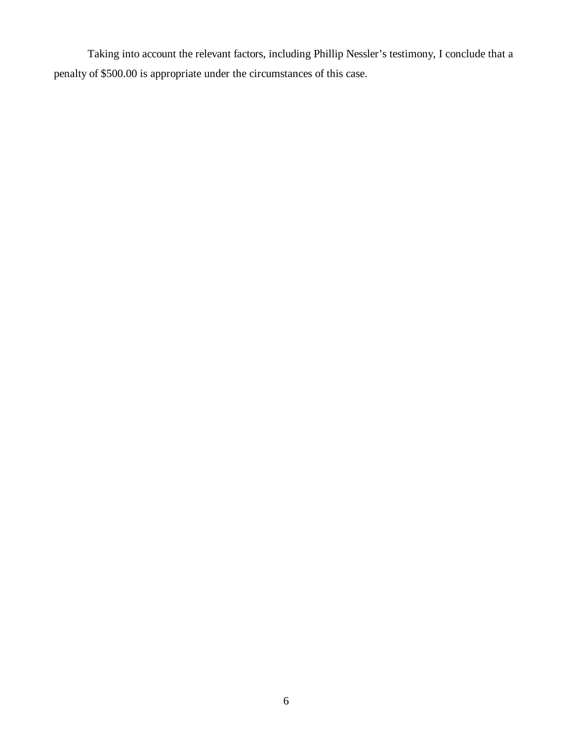Taking into account the relevant factors, including Phillip Nessler's testimony, I conclude that a penalty of $500.00 is appropriate under the circumstances of this case.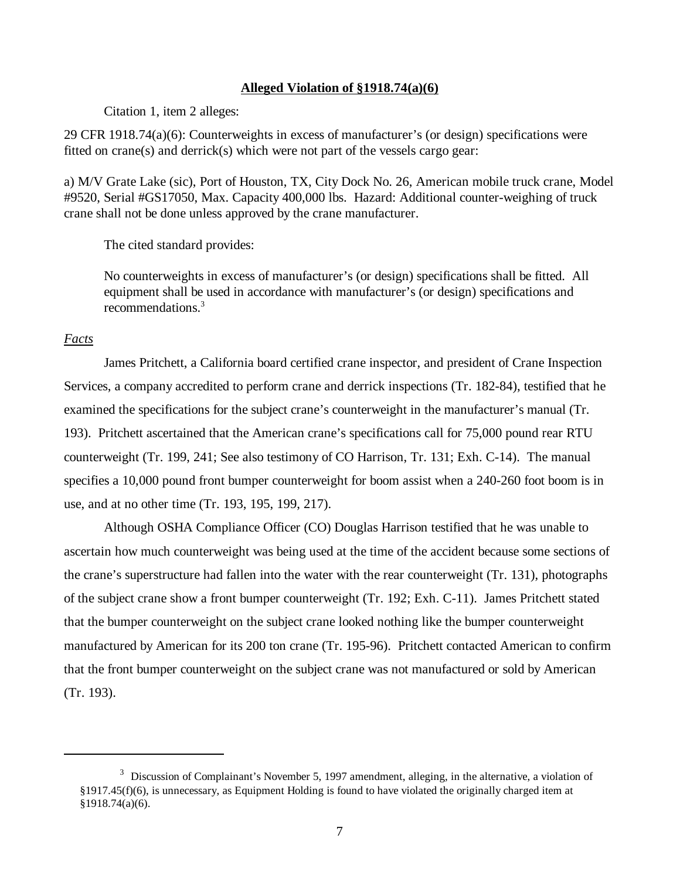**Alleged Violation of §1918.74(a)(6)**

Citation 1, item 2 alleges:

29 CFR 1918.74(a)(6): Counterweights in excess of manufacturer's (or design) specifications were fitted on crane(s) and derrick(s) which were not part of the vessels cargo gear:

a) M/V Grate Lake (sic), Port of Houston, TX, City Dock No. 26, American mobile truck crane, Model #9520, Serial #GS17050, Max. Capacity 400,000 lbs. Hazard: Additional counter-weighing of truck crane shall not be done unless approved by the crane manufacturer.

The cited standard provides:

> No counterweights in excess of manufacturer's (or design) specifications shall be fitted. All equipment shall be used in accordance with manufacturer's (or design) specifications and recommendations.[3]

*Facts*

James Pritchett, a California board certified crane inspector, and president of Crane Inspection Services, a company accredited to perform crane and derrick inspections (Tr. 182-84), testified that he examined the specifications for the subject crane's counterweight in the manufacturer's manual (Tr. 193). Pritchett ascertained that the American crane's specifications call for 75,000 pound rear RTU counterweight (Tr. 199, 241; See also testimony of CO Harrison, Tr. 131; Exh. C-14). The manual specifies a 10,000 pound front bumper counterweight for boom assist when a 240-260 foot boom is in use, and at no other time (Tr. 193, 195, 199, 217).

Although OSHA Compliance Officer (CO) Douglas Harrison testified that he was unable to ascertain how much counterweight was being used at the time of the accident because some sections of the crane's superstructure had fallen into the water with the rear counterweight (Tr. 131), photographs of the subject crane show a front bumper counterweight (Tr. 192; Exh. C-11). James Pritchett stated that the bumper counterweight on the subject crane looked nothing like the bumper counterweight manufactured by American for its 200 ton crane (Tr. 195-96). Pritchett contacted American to confirm that the front bumper counterweight on the subject crane was not manufactured or sold by American (Tr. 193).

---

[3] Discussion of Complainant's November 5, 1997 amendment, alleging, in the alternative, a violation of §1917.45(f)(6), is unnecessary, as Equipment Holding is found to have violated the originally charged item at §1918.74(a)(6).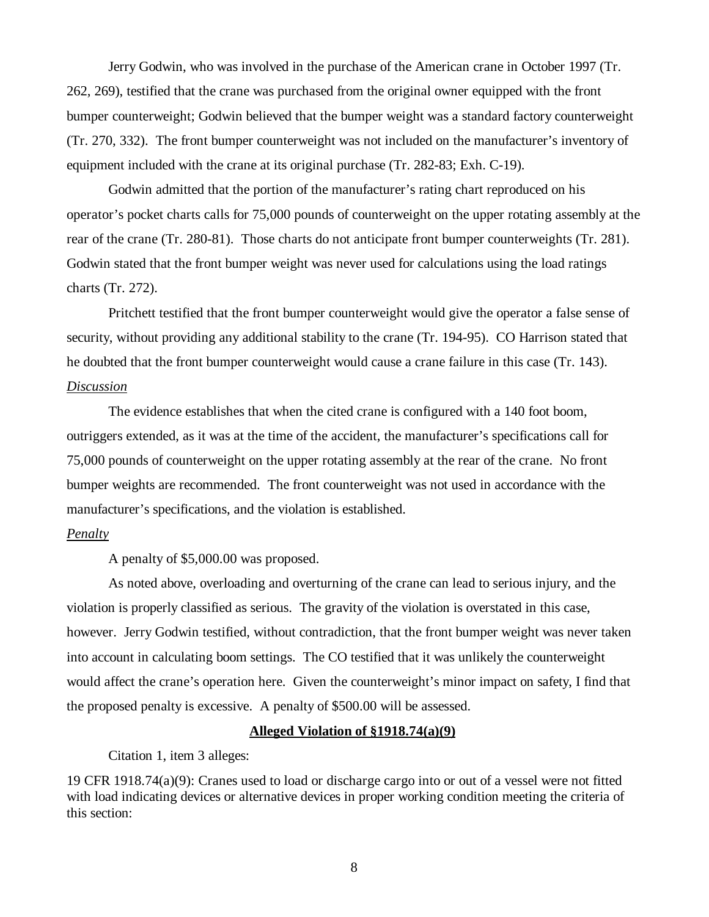Jerry Godwin, who was involved in the purchase of the American crane in October 1997 (Tr. 262, 269), testified that the crane was purchased from the original owner equipped with the front bumper counterweight; Godwin believed that the bumper weight was a standard factory counterweight (Tr. 270, 332). The front bumper counterweight was not included on the manufacturer's inventory of equipment included with the crane at its original purchase (Tr. 282-83; Exh. C-19).

Godwin admitted that the portion of the manufacturer's rating chart reproduced on his operator's pocket charts calls for 75,000 pounds of counterweight on the upper rotating assembly at the rear of the crane (Tr. 280-81). Those charts do not anticipate front bumper counterweights (Tr. 281). Godwin stated that the front bumper weight was never used for calculations using the load ratings charts (Tr. 272).

Pritchett testified that the front bumper counterweight would give the operator a false sense of security, without providing any additional stability to the crane (Tr. 194-95). CO Harrison stated that he doubted that the front bumper counterweight would cause a crane failure in this case (Tr. 143).

*Discussion*

The evidence establishes that when the cited crane is configured with a 140 foot boom, outriggers extended, as it was at the time of the accident, the manufacturer's specifications call for 75,000 pounds of counterweight on the upper rotating assembly at the rear of the crane. No front bumper weights are recommended. The front counterweight was not used in accordance with the manufacturer's specifications, and the violation is established.

*Penalty*

A penalty of $5,000.00 was proposed.

As noted above, overloading and overturning of the crane can lead to serious injury, and the violation is properly classified as serious. The gravity of the violation is overstated in this case, however. Jerry Godwin testified, without contradiction, that the front bumper weight was never taken into account in calculating boom settings. The CO testified that it was unlikely the counterweight would affect the crane's operation here. Given the counterweight's minor impact on safety, I find that the proposed penalty is excessive. A penalty of $500.00 will be assessed.

**Alleged Violation of §1918.74(a)(9)**

Citation 1, item 3 alleges:

19 CFR 1918.74(a)(9): Cranes used to load or discharge cargo into or out of a vessel were not fitted with load indicating devices or alternative devices in proper working condition meeting the criteria of this section: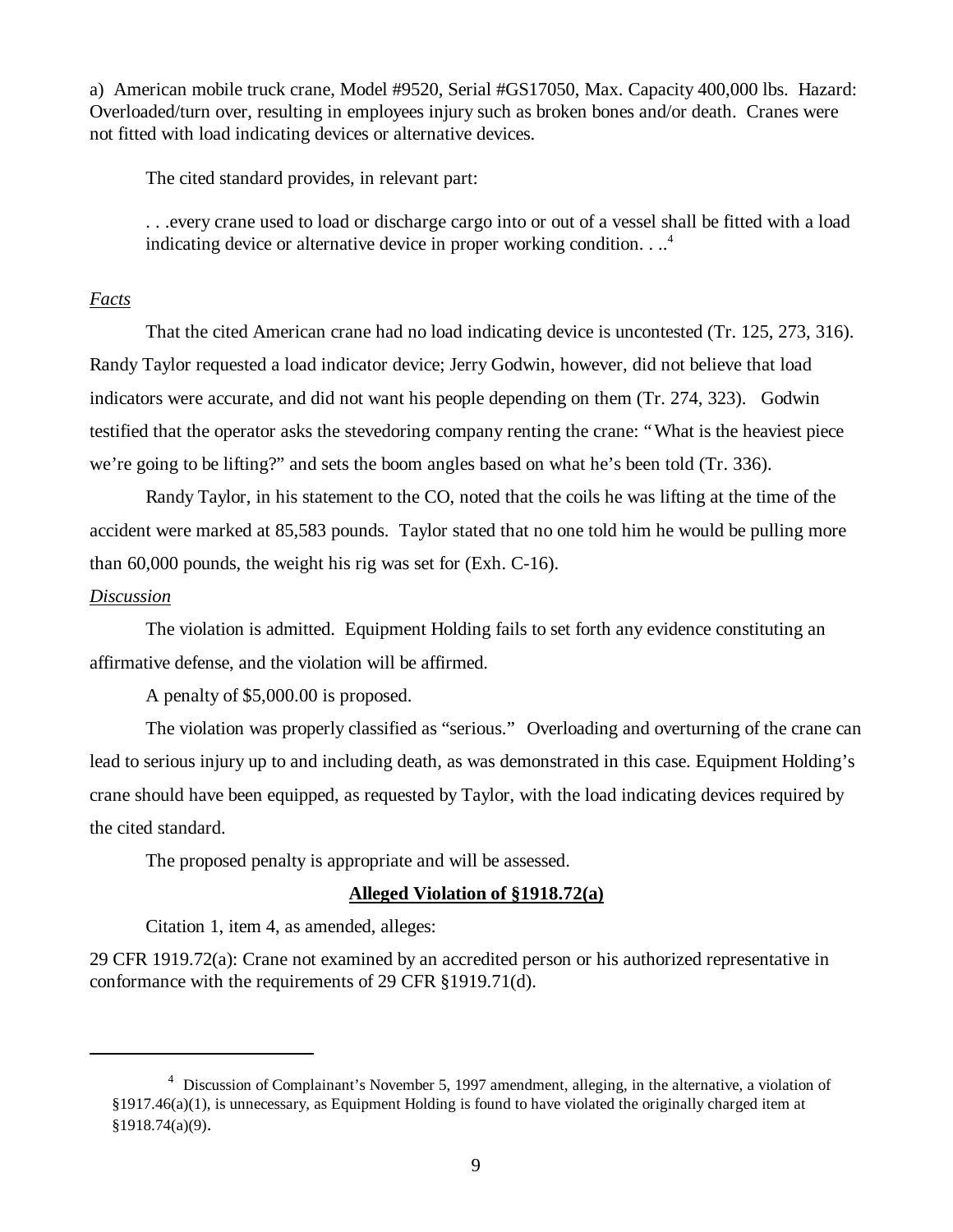a) American mobile truck crane, Model #9520, Serial #GS17050, Max. Capacity 400,000 lbs. Hazard: Overloaded/turn over, resulting in employees injury such as broken bones and/or death. Cranes were not fitted with load indicating devices or alternative devices.

The cited standard provides, in relevant part:

> . . .every crane used to load or discharge cargo into or out of a vessel shall be fitted with a load indicating device or alternative device in proper working condition. . ..[4]

*Facts*

That the cited American crane had no load indicating device is uncontested (Tr. 125, 273, 316). Randy Taylor requested a load indicator device; Jerry Godwin, however, did not believe that load indicators were accurate, and did not want his people depending on them (Tr. 274, 323). Godwin testified that the operator asks the stevedoring company renting the crane: "What is the heaviest piece we're going to be lifting?" and sets the boom angles based on what he's been told (Tr. 336).

Randy Taylor, in his statement to the CO, noted that the coils he was lifting at the time of the accident were marked at 85,583 pounds. Taylor stated that no one told him he would be pulling more than 60,000 pounds, the weight his rig was set for (Exh. C-16).

*Discussion*

The violation is admitted. Equipment Holding fails to set forth any evidence constituting an affirmative defense, and the violation will be affirmed.

A penalty of $5,000.00 is proposed.

The violation was properly classified as "serious." Overloading and overturning of the crane can lead to serious injury up to and including death, as was demonstrated in this case. Equipment Holding's crane should have been equipped, as requested by Taylor, with the load indicating devices required by the cited standard.

The proposed penalty is appropriate and will be assessed.

## **Alleged Violation of §1918.72(a)**

Citation 1, item 4, as amended, alleges:

29 CFR 1919.72(a): Crane not examined by an accredited person or his authorized representative in conformance with the requirements of 29 CFR §1919.71(d).

---

[4] Discussion of Complainant's November 5, 1997 amendment, alleging, in the alternative, a violation of §1917.46(a)(1), is unnecessary, as Equipment Holding is found to have violated the originally charged item at §1918.74(a)(9).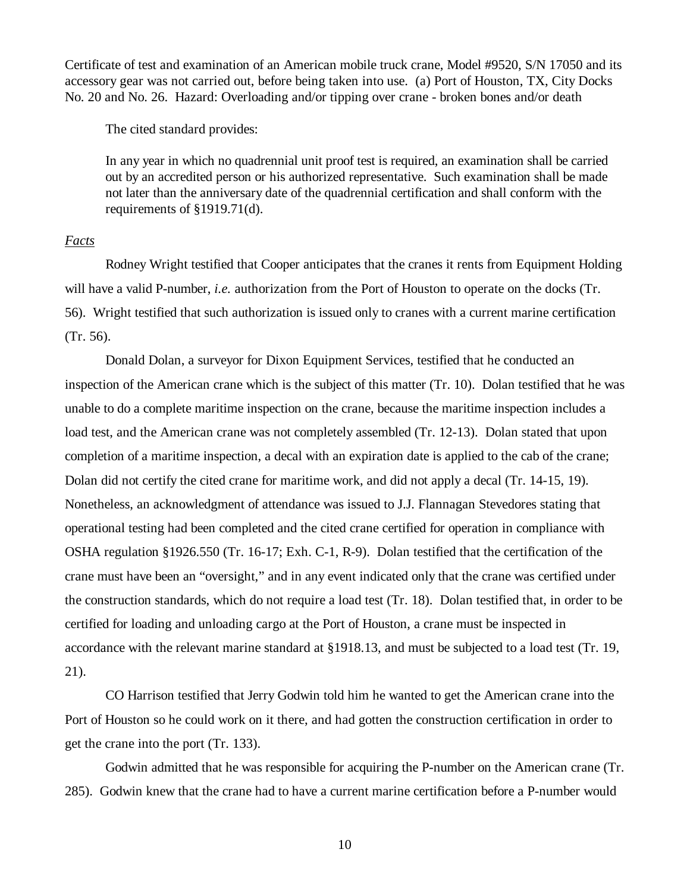Certificate of test and examination of an American mobile truck crane, Model #9520, S/N 17050 and its accessory gear was not carried out, before being taken into use. (a) Port of Houston, TX, City Docks No. 20 and No. 26. Hazard: Overloading and/or tipping over crane - broken bones and/or death

The cited standard provides:

> In any year in which no quadrennial unit proof test is required, an examination shall be carried out by an accredited person or his authorized representative. Such examination shall be made not later than the anniversary date of the quadrennial certification and shall conform with the requirements of §1919.71(d).

*Facts*

Rodney Wright testified that Cooper anticipates that the cranes it rents from Equipment Holding will have a valid P-number, *i.e.* authorization from the Port of Houston to operate on the docks (Tr. 56). Wright testified that such authorization is issued only to cranes with a current marine certification (Tr. 56).

Donald Dolan, a surveyor for Dixon Equipment Services, testified that he conducted an inspection of the American crane which is the subject of this matter (Tr. 10). Dolan testified that he was unable to do a complete maritime inspection on the crane, because the maritime inspection includes a load test, and the American crane was not completely assembled (Tr. 12-13). Dolan stated that upon completion of a maritime inspection, a decal with an expiration date is applied to the cab of the crane; Dolan did not certify the cited crane for maritime work, and did not apply a decal (Tr. 14-15, 19). Nonetheless, an acknowledgment of attendance was issued to J.J. Flannagan Stevedores stating that operational testing had been completed and the cited crane certified for operation in compliance with OSHA regulation §1926.550 (Tr. 16-17; Exh. C-1, R-9). Dolan testified that the certification of the crane must have been an "oversight," and in any event indicated only that the crane was certified under the construction standards, which do not require a load test (Tr. 18). Dolan testified that, in order to be certified for loading and unloading cargo at the Port of Houston, a crane must be inspected in accordance with the relevant marine standard at §1918.13, and must be subjected to a load test (Tr. 19, 21).

CO Harrison testified that Jerry Godwin told him he wanted to get the American crane into the Port of Houston so he could work on it there, and had gotten the construction certification in order to get the crane into the port (Tr. 133).

Godwin admitted that he was responsible for acquiring the P-number on the American crane (Tr. 285). Godwin knew that the crane had to have a current marine certification before a P-number would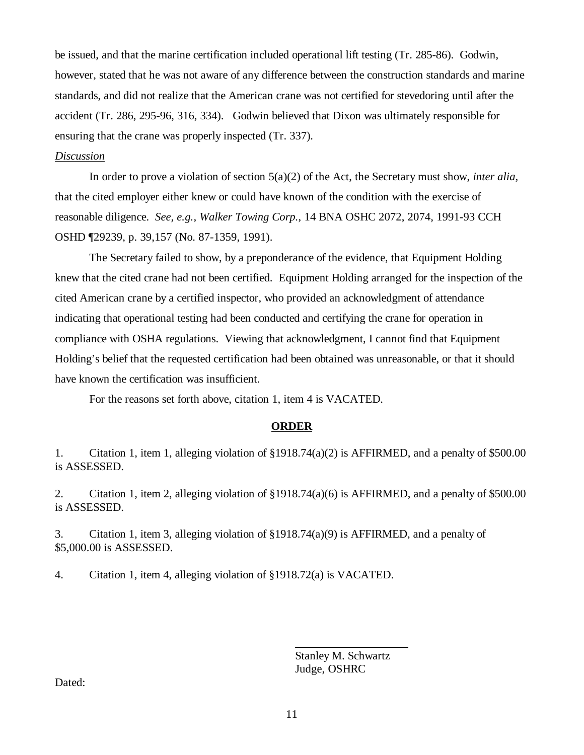be issued, and that the marine certification included operational lift testing (Tr. 285-86). Godwin, however, stated that he was not aware of any difference between the construction standards and marine standards, and did not realize that the American crane was not certified for stevedoring until after the accident (Tr. 286, 295-96, 316, 334). Godwin believed that Dixon was ultimately responsible for ensuring that the crane was properly inspected (Tr. 337).

*Discussion*

In order to prove a violation of section 5(a)(2) of the Act, the Secretary must show, *inter alia*, that the cited employer either knew or could have known of the condition with the exercise of reasonable diligence. *See, e.g., Walker Towing Corp.*, 14 BNA OSHC 2072, 2074, 1991-93 CCH OSHD ¶29239, p. 39,157 (No. 87-1359, 1991).

The Secretary failed to show, by a preponderance of the evidence, that Equipment Holding knew that the cited crane had not been certified. Equipment Holding arranged for the inspection of the cited American crane by a certified inspector, who provided an acknowledgment of attendance indicating that operational testing had been conducted and certifying the crane for operation in compliance with OSHA regulations. Viewing that acknowledgment, I cannot find that Equipment Holding's belief that the requested certification had been obtained was unreasonable, or that it should have known the certification was insufficient.

For the reasons set forth above, citation 1, item 4 is VACATED.

## **ORDER**

1. Citation 1, item 1, alleging violation of §1918.74(a)(2) is AFFIRMED, and a penalty of $500.00 is ASSESSED.

2. Citation 1, item 2, alleging violation of §1918.74(a)(6) is AFFIRMED, and a penalty of $500.00 is ASSESSED.

3. Citation 1, item 3, alleging violation of §1918.74(a)(9) is AFFIRMED, and a penalty of $5,000.00 is ASSESSED.

4. Citation 1, item 4, alleging violation of §1918.72(a) is VACATED.

Stanley M. Schwartz
Judge, OSHRC

Dated: